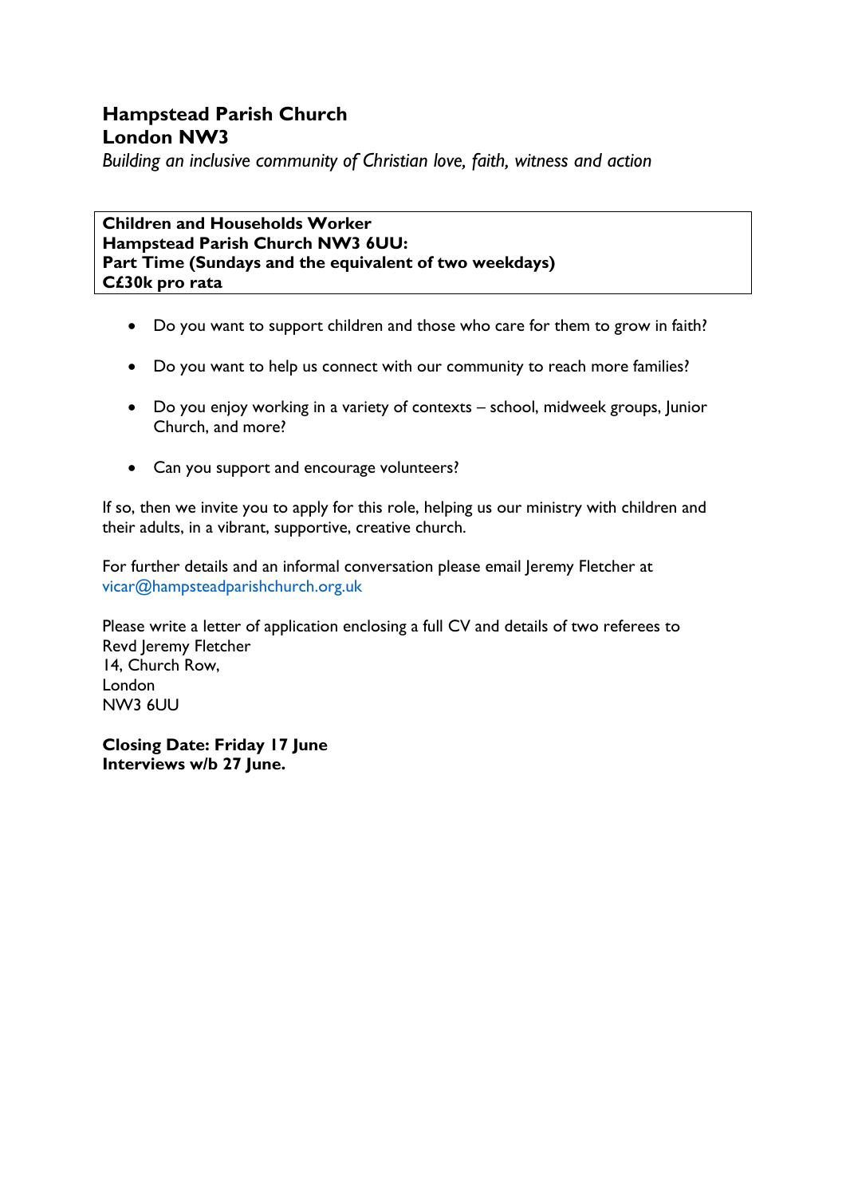# Hampstead Parish Church
# London NW3

*Building an inclusive community of Christian love, faith, witness and action*

**Children and Households Worker**
**Hampstead Parish Church NW3 6UU:**
**Part Time (Sundays and the equivalent of two weekdays)**
**C£30k pro rata**

- Do you want to support children and those who care for them to grow in faith?
- Do you want to help us connect with our community to reach more families?
- Do you enjoy working in a variety of contexts – school, midweek groups, Junior Church, and more?
- Can you support and encourage volunteers?

If so, then we invite you to apply for this role, helping us our ministry with children and their adults, in a vibrant, supportive, creative church.

For further details and an informal conversation please email Jeremy Fletcher at vicar@hampsteadparishchurch.org.uk

Please write a letter of application enclosing a full CV and details of two referees to
Revd Jeremy Fletcher
14, Church Row,
London
NW3 6UU

**Closing Date: Friday 17 June**
**Interviews w/b 27 June.**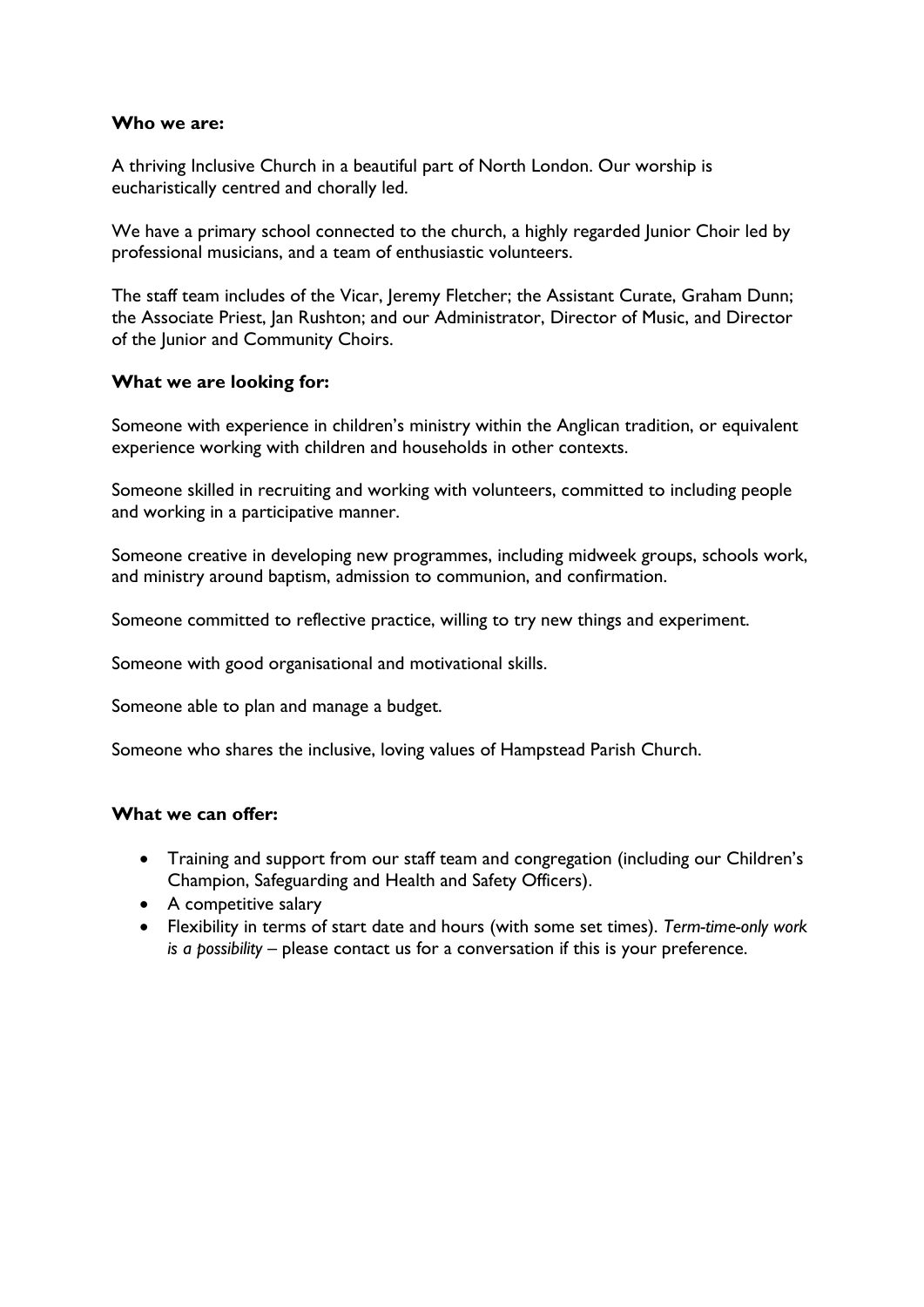**Who we are:**

A thriving Inclusive Church in a beautiful part of North London. Our worship is eucharistically centred and chorally led.

We have a primary school connected to the church, a highly regarded Junior Choir led by professional musicians, and a team of enthusiastic volunteers.

The staff team includes of the Vicar, Jeremy Fletcher; the Assistant Curate, Graham Dunn; the Associate Priest, Jan Rushton; and our Administrator, Director of Music, and Director of the Junior and Community Choirs.

**What we are looking for:**

Someone with experience in children's ministry within the Anglican tradition, or equivalent experience working with children and households in other contexts.

Someone skilled in recruiting and working with volunteers, committed to including people and working in a participative manner.

Someone creative in developing new programmes, including midweek groups, schools work, and ministry around baptism, admission to communion, and confirmation.

Someone committed to reflective practice, willing to try new things and experiment.

Someone with good organisational and motivational skills.

Someone able to plan and manage a budget.

Someone who shares the inclusive, loving values of Hampstead Parish Church.

**What we can offer:**

- Training and support from our staff team and congregation (including our Children's Champion, Safeguarding and Health and Safety Officers).
- A competitive salary
- Flexibility in terms of start date and hours (with some set times). *Term-time-only work is a possibility* – please contact us for a conversation if this is your preference.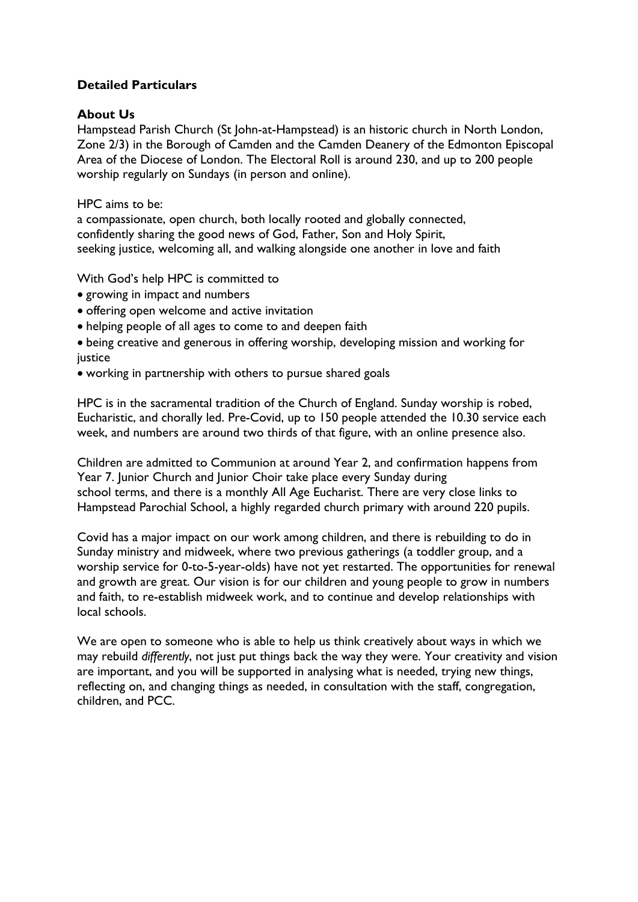**Detailed Particulars**

**About Us**

Hampstead Parish Church (St John-at-Hampstead) is an historic church in North London, Zone 2/3) in the Borough of Camden and the Camden Deanery of the Edmonton Episcopal Area of the Diocese of London. The Electoral Roll is around 230, and up to 200 people worship regularly on Sundays (in person and online).

HPC aims to be:
a compassionate, open church, both locally rooted and globally connected,
confidently sharing the good news of God, Father, Son and Holy Spirit,
seeking justice, welcoming all, and walking alongside one another in love and faith

With God's help HPC is committed to

- growing in impact and numbers
- offering open welcome and active invitation
- helping people of all ages to come to and deepen faith
- being creative and generous in offering worship, developing mission and working for justice
- working in partnership with others to pursue shared goals

HPC is in the sacramental tradition of the Church of England. Sunday worship is robed, Eucharistic, and chorally led. Pre-Covid, up to 150 people attended the 10.30 service each week, and numbers are around two thirds of that figure, with an online presence also.

Children are admitted to Communion at around Year 2, and confirmation happens from Year 7. Junior Church and Junior Choir take place every Sunday during school terms, and there is a monthly All Age Eucharist. There are very close links to Hampstead Parochial School, a highly regarded church primary with around 220 pupils.

Covid has a major impact on our work among children, and there is rebuilding to do in Sunday ministry and midweek, where two previous gatherings (a toddler group, and a worship service for 0-to-5-year-olds) have not yet restarted. The opportunities for renewal and growth are great. Our vision is for our children and young people to grow in numbers and faith, to re-establish midweek work, and to continue and develop relationships with local schools.

We are open to someone who is able to help us think creatively about ways in which we may rebuild *differently*, not just put things back the way they were. Your creativity and vision are important, and you will be supported in analysing what is needed, trying new things, reflecting on, and changing things as needed, in consultation with the staff, congregation, children, and PCC.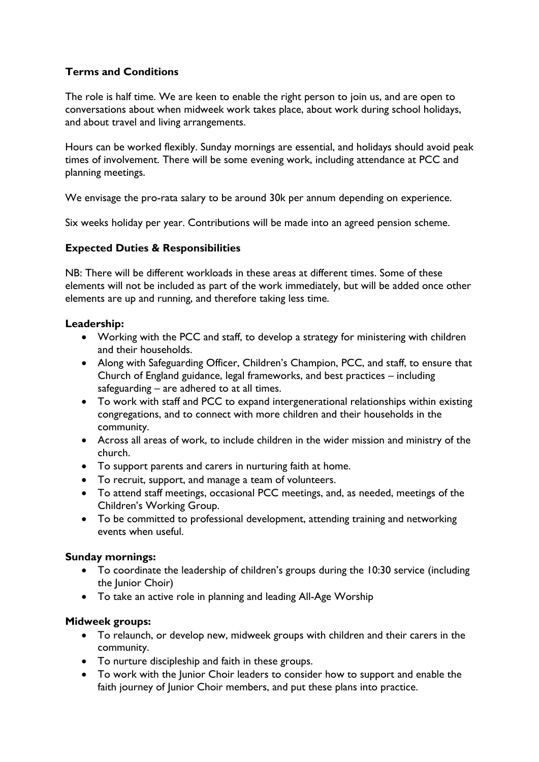**Terms and Conditions**

The role is half time. We are keen to enable the right person to join us, and are open to conversations about when midweek work takes place, about work during school holidays, and about travel and living arrangements.

Hours can be worked flexibly. Sunday mornings are essential, and holidays should avoid peak times of involvement. There will be some evening work, including attendance at PCC and planning meetings.

We envisage the pro-rata salary to be around 30k per annum depending on experience.

Six weeks holiday per year. Contributions will be made into an agreed pension scheme.

**Expected Duties & Responsibilities**

NB: There will be different workloads in these areas at different times. Some of these elements will not be included as part of the work immediately, but will be added once other elements are up and running, and therefore taking less time.

**Leadership:**

- Working with the PCC and staff, to develop a strategy for ministering with children and their households.
- Along with Safeguarding Officer, Children's Champion, PCC, and staff, to ensure that Church of England guidance, legal frameworks, and best practices – including safeguarding – are adhered to at all times.
- To work with staff and PCC to expand intergenerational relationships within existing congregations, and to connect with more children and their households in the community.
- Across all areas of work, to include children in the wider mission and ministry of the church.
- To support parents and carers in nurturing faith at home.
- To recruit, support, and manage a team of volunteers.
- To attend staff meetings, occasional PCC meetings, and, as needed, meetings of the Children's Working Group.
- To be committed to professional development, attending training and networking events when useful.

**Sunday mornings:**

- To coordinate the leadership of children's groups during the 10:30 service (including the Junior Choir)
- To take an active role in planning and leading All-Age Worship

**Midweek groups:**

- To relaunch, or develop new, midweek groups with children and their carers in the community.
- To nurture discipleship and faith in these groups.
- To work with the Junior Choir leaders to consider how to support and enable the faith journey of Junior Choir members, and put these plans into practice.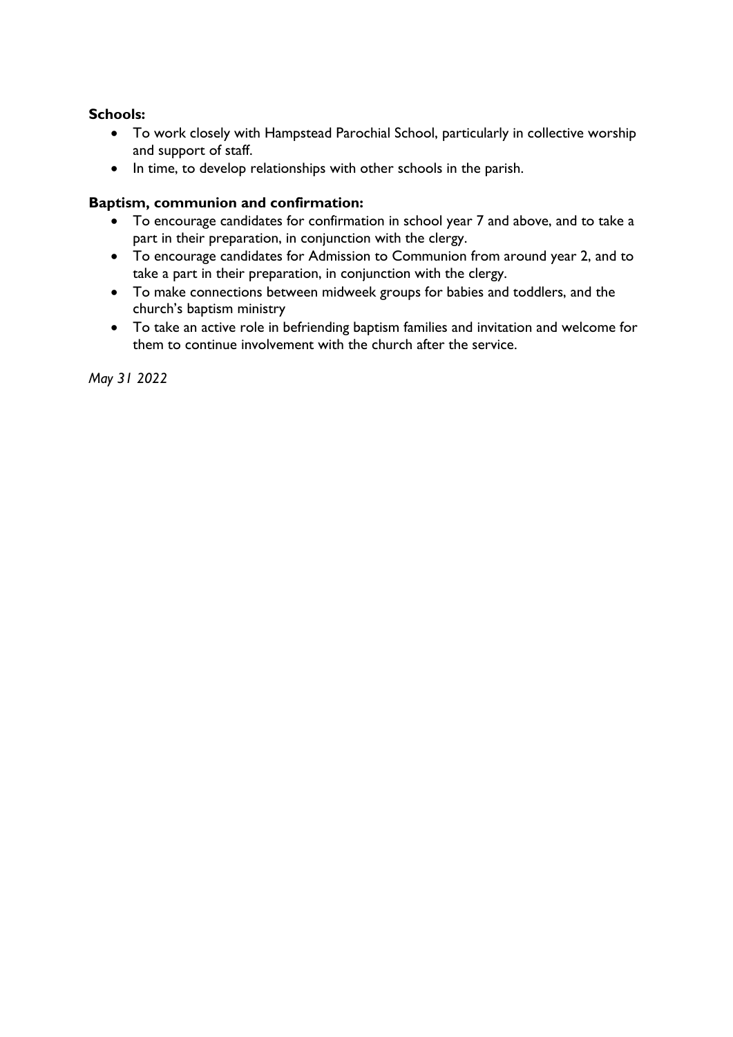**Schools:**

- To work closely with Hampstead Parochial School, particularly in collective worship and support of staff.
- In time, to develop relationships with other schools in the parish.

**Baptism, communion and confirmation:**

- To encourage candidates for confirmation in school year 7 and above, and to take a part in their preparation, in conjunction with the clergy.
- To encourage candidates for Admission to Communion from around year 2, and to take a part in their preparation, in conjunction with the clergy.
- To make connections between midweek groups for babies and toddlers, and the church's baptism ministry
- To take an active role in befriending baptism families and invitation and welcome for them to continue involvement with the church after the service.

*May 31 2022*